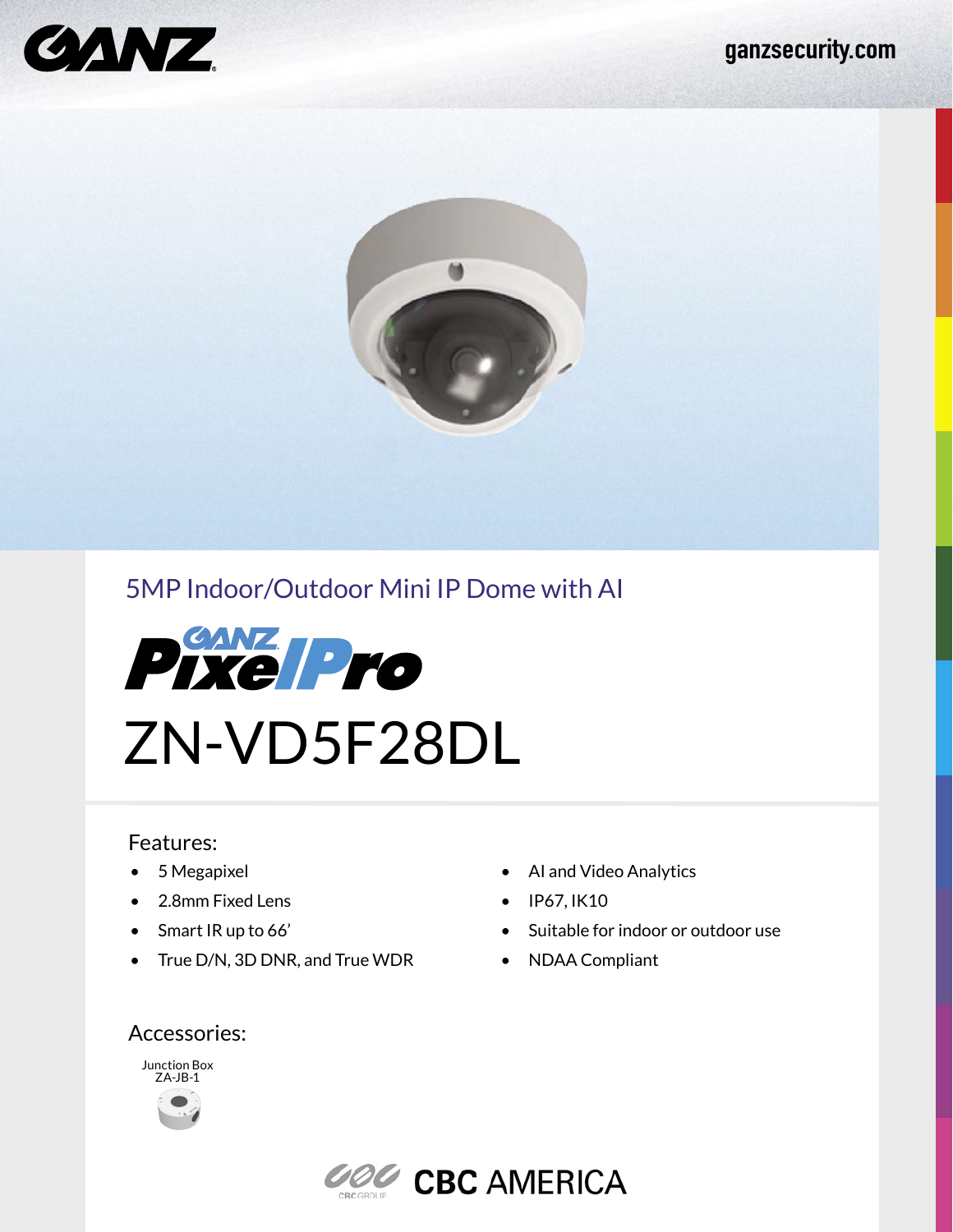ganzsecurity.com

5MP Indoor/Outdoor Mini IP Dome with AI

GANZ PixelPro

# ZN-VD5F28DL

## Features:

- 5 Megapixel
- 2.8mm Fixed Lens
- Smart IR up to 66'
- True D/N, 3D DNR, and True WDR
- AI and Video Analytics
- IP67, IK10
- Suitable for indoor or outdoor use
- NDAA Compliant

## Accessories:

Junction Box
ZA-JB-1

CBC GROUP CBC AMERICA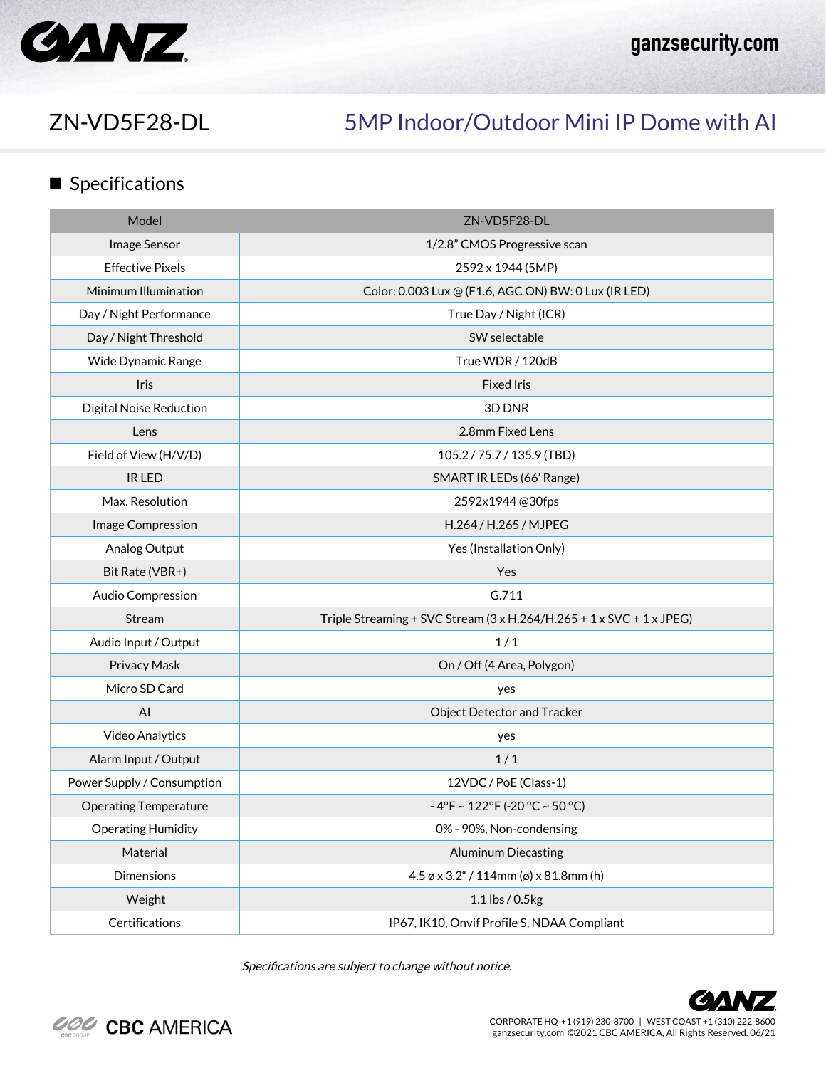# ZN-VD5F28-DL

## 5MP Indoor/Outdoor Mini IP Dome with AI

### ■ Specifications

| Model | ZN-VD5F28-DL |
|---|---|
| Image Sensor | 1/2.8" CMOS Progressive scan |
| Effective Pixels | 2592 x 1944 (5MP) |
| Minimum Illumination | Color: 0.003 Lux @ (F1.6, AGC ON) BW: 0 Lux (IR LED) |
| Day / Night Performance | True Day / Night (ICR) |
| Day / Night Threshold | SW selectable |
| Wide Dynamic Range | True WDR / 120dB |
| Iris | Fixed Iris |
| Digital Noise Reduction | 3D DNR |
| Lens | 2.8mm Fixed Lens |
| Field of View (H/V/D) | 105.2 / 75.7 / 135.9 (TBD) |
| IR LED | SMART IR LEDs (66' Range) |
| Max. Resolution | 2592x1944 @30fps |
| Image Compression | H.264 / H.265 / MJPEG |
| Analog Output | Yes (Installation Only) |
| Bit Rate (VBR+) | Yes |
| Audio Compression | G.711 |
| Stream | Triple Streaming + SVC Stream (3 x H.264/H.265 + 1 x SVC + 1 x JPEG) |
| Audio Input / Output | 1 / 1 |
| Privacy Mask | On / Off (4 Area, Polygon) |
| Micro SD Card | yes |
| AI | Object Detector and Tracker |
| Video Analytics | yes |
| Alarm Input / Output | 1 / 1 |
| Power Supply / Consumption | 12VDC / PoE (Class-1) |
| Operating Temperature | - 4°F ~ 122°F (-20 °C ~ 50 °C) |
| Operating Humidity | 0% - 90%, Non-condensing |
| Material | Aluminum Diecasting |
| Dimensions | 4.5 ø x 3.2" / 114mm (ø) x 81.8mm (h) |
| Weight | 1.1 lbs / 0.5kg |
| Certifications | IP67, IK10, Onvif Profile S, NDAA Compliant |

*Specifications are subject to change without notice.*

CBC AMERICA

CORPORATE HQ +1 (919) 230-8700 | WEST COAST +1 (310) 222-8600
ganzsecurity.com ©2021 CBC AMERICA, All Rights Reserved. 06/21